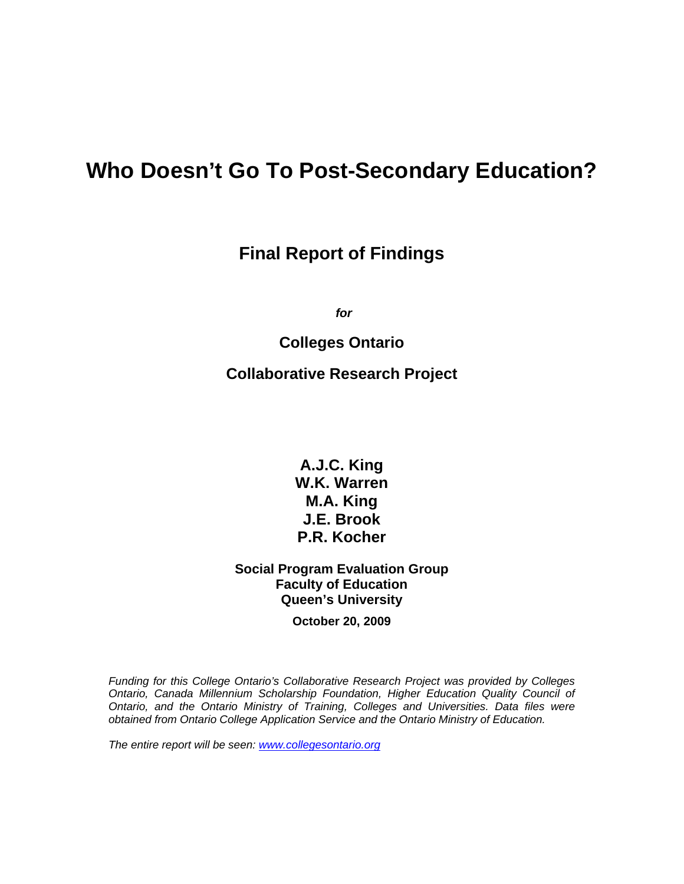# Who Doesn't Go To Post-Secondary Education?

## Final Report of Findings

***for***

**Colleges Ontario**

**Collaborative Research Project**

**A.J.C. King**
**W.K. Warren**
**M.A. King**
**J.E. Brook**
**P.R. Kocher**

**Social Program Evaluation Group**
**Faculty of Education**
**Queen's University**

**October 20, 2009**

*Funding for this College Ontario's Collaborative Research Project was provided by Colleges Ontario, Canada Millennium Scholarship Foundation, Higher Education Quality Council of Ontario, and the Ontario Ministry of Training, Colleges and Universities. Data files were obtained from Ontario College Application Service and the Ontario Ministry of Education.*

*The entire report will be seen: [www.collegesontario.org](www.collegesontario.org)*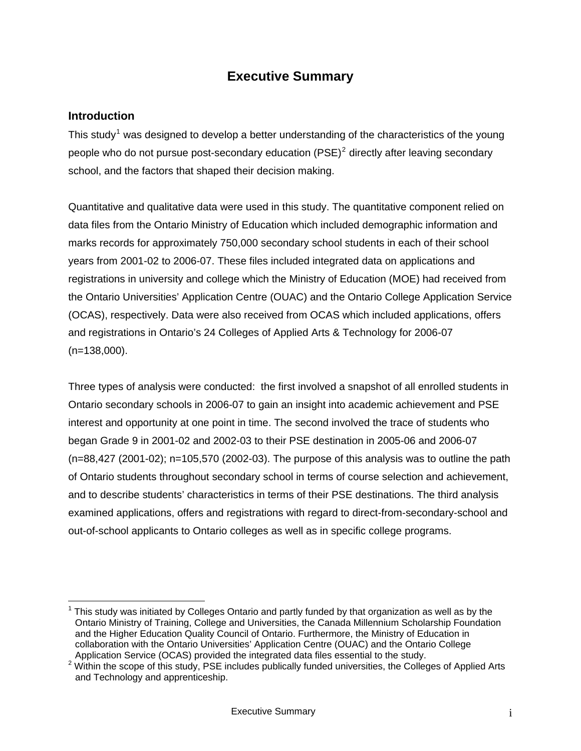# Executive Summary

## Introduction

This study[1] was designed to develop a better understanding of the characteristics of the young people who do not pursue post-secondary education (PSE)[2] directly after leaving secondary school, and the factors that shaped their decision making.

Quantitative and qualitative data were used in this study. The quantitative component relied on data files from the Ontario Ministry of Education which included demographic information and marks records for approximately 750,000 secondary school students in each of their school years from 2001-02 to 2006-07. These files included integrated data on applications and registrations in university and college which the Ministry of Education (MOE) had received from the Ontario Universities' Application Centre (OUAC) and the Ontario College Application Service (OCAS), respectively. Data were also received from OCAS which included applications, offers and registrations in Ontario's 24 Colleges of Applied Arts & Technology for 2006-07 (n=138,000).

Three types of analysis were conducted: the first involved a snapshot of all enrolled students in Ontario secondary schools in 2006-07 to gain an insight into academic achievement and PSE interest and opportunity at one point in time. The second involved the trace of students who began Grade 9 in 2001-02 and 2002-03 to their PSE destination in 2005-06 and 2006-07 (n=88,427 (2001-02); n=105,570 (2002-03). The purpose of this analysis was to outline the path of Ontario students throughout secondary school in terms of course selection and achievement, and to describe students' characteristics in terms of their PSE destinations. The third analysis examined applications, offers and registrations with regard to direct-from-secondary-school and out-of-school applicants to Ontario colleges as well as in specific college programs.

---

[1] This study was initiated by Colleges Ontario and partly funded by that organization as well as by the Ontario Ministry of Training, College and Universities, the Canada Millennium Scholarship Foundation and the Higher Education Quality Council of Ontario. Furthermore, the Ministry of Education in collaboration with the Ontario Universities' Application Centre (OUAC) and the Ontario College Application Service (OCAS) provided the integrated data files essential to the study.

[2] Within the scope of this study, PSE includes publically funded universities, the Colleges of Applied Arts and Technology and apprenticeship.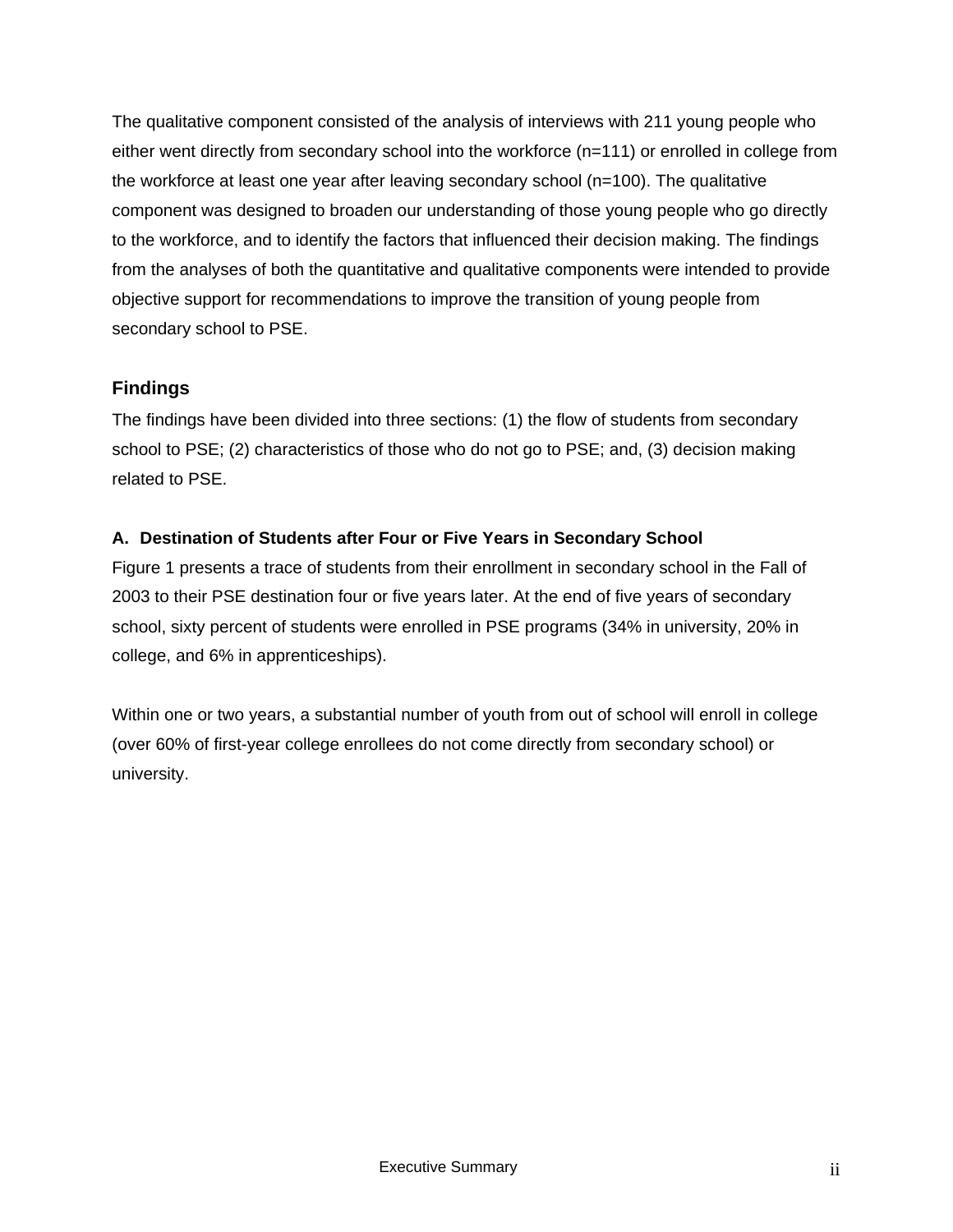The qualitative component consisted of the analysis of interviews with 211 young people who either went directly from secondary school into the workforce (n=111) or enrolled in college from the workforce at least one year after leaving secondary school (n=100). The qualitative component was designed to broaden our understanding of those young people who go directly to the workforce, and to identify the factors that influenced their decision making. The findings from the analyses of both the quantitative and qualitative components were intended to provide objective support for recommendations to improve the transition of young people from secondary school to PSE.

## Findings

The findings have been divided into three sections: (1) the flow of students from secondary school to PSE; (2) characteristics of those who do not go to PSE; and, (3) decision making related to PSE.

### A. Destination of Students after Four or Five Years in Secondary School

Figure 1 presents a trace of students from their enrollment in secondary school in the Fall of 2003 to their PSE destination four or five years later. At the end of five years of secondary school, sixty percent of students were enrolled in PSE programs (34% in university, 20% in college, and 6% in apprenticeships).

Within one or two years, a substantial number of youth from out of school will enroll in college (over 60% of first-year college enrollees do not come directly from secondary school) or university.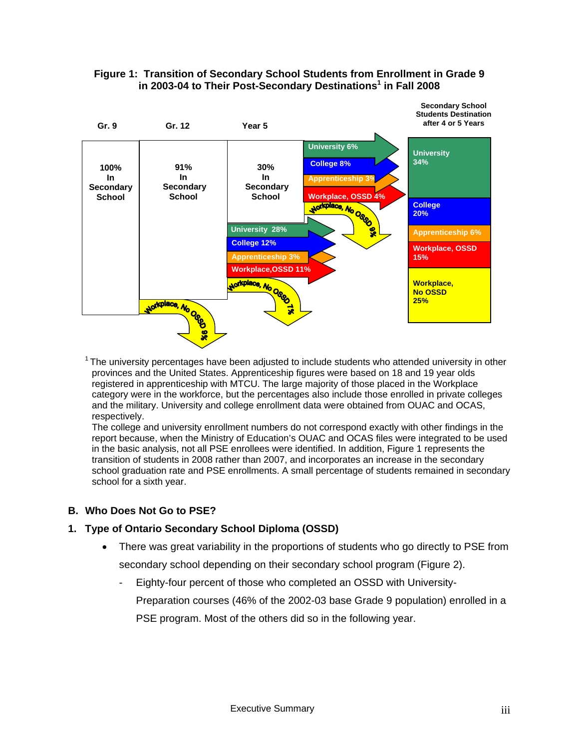**Figure 1: Transition of Secondary School Students from Enrollment in Grade 9 in 2003-04 to Their Post-Secondary Destinations[1] in Fall 2008**

| Gr. 9 | Gr. 12 | Year 5 | Secondary School Students Destination after 4 or 5 Years |
|---|---|---|---|
| 100% In Secondary School | 91% In Secondary School | 30% In Secondary School | University 34% |
| | Workplace, No OSSD 9% | University 28% | College 20% |
| | | College 12% | Apprenticeship 6% |
| | | Apprenticeship 3% | Workplace, OSSD 15% |
| | | Workplace, OSSD 11% | Workplace, No OSSD 25% |
| | | Workplace, No OSSD 7% | |

From Year 5 (30% in Secondary School): University 6%; College 8%; Apprenticeship 3%; Workplace, OSSD 4%; Workplace, No OSSD 9%

[1] The university percentages have been adjusted to include students who attended university in other provinces and the United States. Apprenticeship figures were based on 18 and 19 year olds registered in apprenticeship with MTCU. The large majority of those placed in the Workplace category were in the workforce, but the percentages also include those enrolled in private colleges and the military. University and college enrollment data were obtained from OUAC and OCAS, respectively.
The college and university enrollment numbers do not correspond exactly with other findings in the report because, when the Ministry of Education's OUAC and OCAS files were integrated to be used in the basic analysis, not all PSE enrollees were identified. In addition, Figure 1 represents the transition of students in 2008 rather than 2007, and incorporates an increase in the secondary school graduation rate and PSE enrollments. A small percentage of students remained in secondary school for a sixth year.

## B. Who Does Not Go to PSE?

### 1. Type of Ontario Secondary School Diploma (OSSD)

- There was great variability in the proportions of students who go directly to PSE from secondary school depending on their secondary school program (Figure 2).
  - Eighty-four percent of those who completed an OSSD with University-Preparation courses (46% of the 2002-03 base Grade 9 population) enrolled in a PSE program. Most of the others did so in the following year.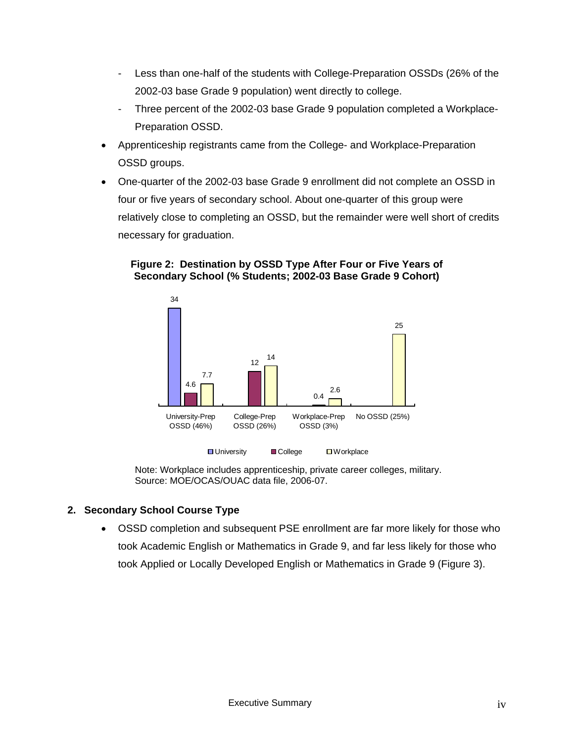- Less than one-half of the students with College-Preparation OSSDs (26% of the 2002-03 base Grade 9 population) went directly to college.
- Three percent of the 2002-03 base Grade 9 population completed a Workplace-Preparation OSSD.

- Apprenticeship registrants came from the College- and Workplace-Preparation OSSD groups.
- One-quarter of the 2002-03 base Grade 9 enrollment did not complete an OSSD in four or five years of secondary school. About one-quarter of this group were relatively close to completing an OSSD, but the remainder were well short of credits necessary for graduation.

**Figure 2: Destination by OSSD Type After Four or Five Years of Secondary School (% Students; 2002-03 Base Grade 9 Cohort)**

| | University | College | Workplace |
|---|---|---|---|
| University-Prep OSSD (46%) | 34 | 4.6 | 7.7 |
| College-Prep OSSD (26%) | | 12 | 14 |
| Workplace-Prep OSSD (3%) | | 0.4 | 2.6 |
| No OSSD (25%) | | | 25 |

Note: Workplace includes apprenticeship, private career colleges, military.
Source: MOE/OCAS/OUAC data file, 2006-07.

## 2. Secondary School Course Type

- OSSD completion and subsequent PSE enrollment are far more likely for those who took Academic English or Mathematics in Grade 9, and far less likely for those who took Applied or Locally Developed English or Mathematics in Grade 9 (Figure 3).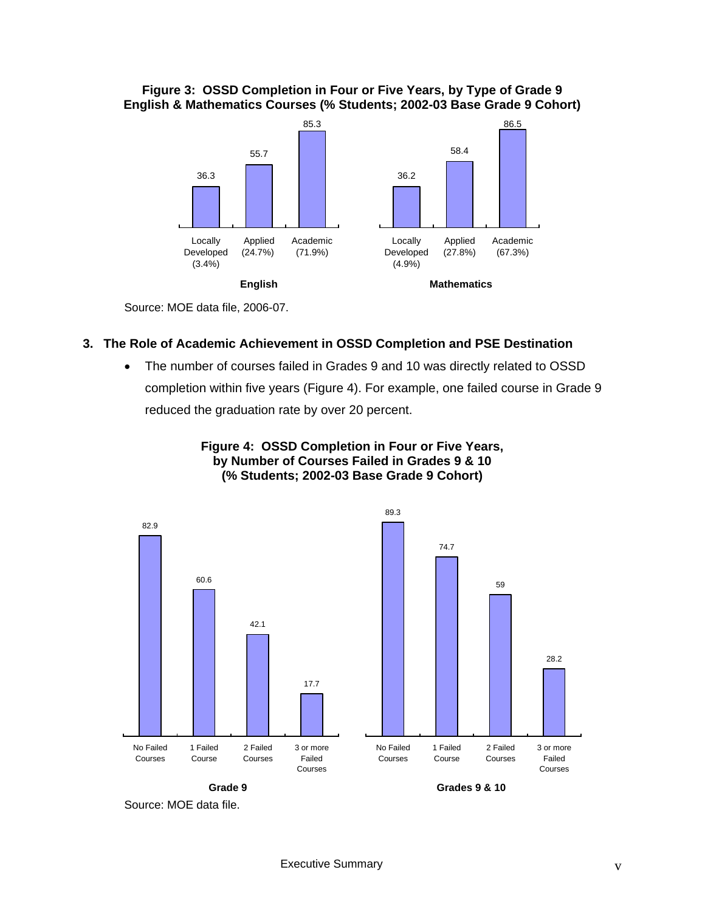**Figure 3: OSSD Completion in Four or Five Years, by Type of Grade 9 English & Mathematics Courses (% Students; 2002-03 Base Grade 9 Cohort)**

| | Locally Developed | Applied | Academic |
|---|---|---|---|
| English | 36.3 (3.4%) | 55.7 (24.7%) | 85.3 (71.9%) |
| Mathematics | 36.2 (4.9%) | 58.4 (27.8%) | 86.5 (67.3%) |

Source: MOE data file, 2006-07.

### 3. The Role of Academic Achievement in OSSD Completion and PSE Destination

- The number of courses failed in Grades 9 and 10 was directly related to OSSD completion within five years (Figure 4). For example, one failed course in Grade 9 reduced the graduation rate by over 20 percent.

**Figure 4: OSSD Completion in Four or Five Years, by Number of Courses Failed in Grades 9 & 10 (% Students; 2002-03 Base Grade 9 Cohort)**

| | No Failed Courses | 1 Failed Course | 2 Failed Courses | 3 or more Failed Courses |
|---|---|---|---|---|
| Grade 9 | 82.9 | 60.6 | 42.1 | 17.7 |
| Grades 9 & 10 | 89.3 | 74.7 | 59 | 28.2 |

Source: MOE data file.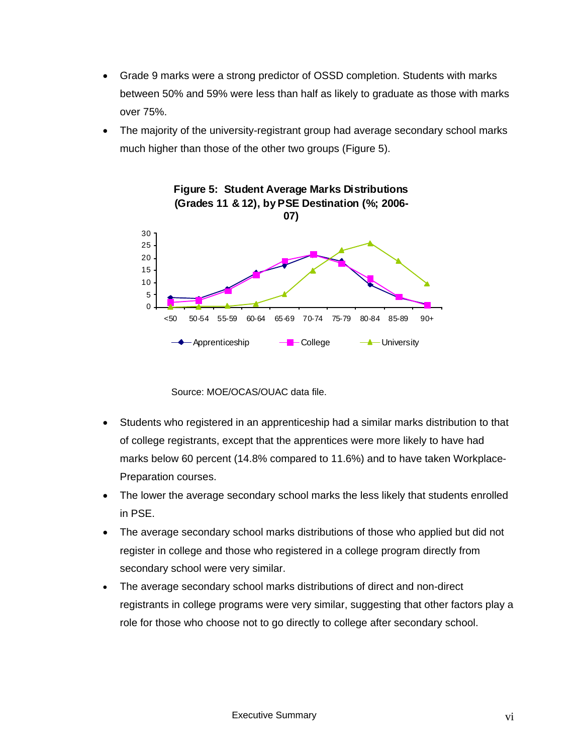- Grade 9 marks were a strong predictor of OSSD completion. Students with marks between 50% and 59% were less than half as likely to graduate as those with marks over 75%.
- The majority of the university-registrant group had average secondary school marks much higher than those of the other two groups (Figure 5).

**Figure 5: Student Average Marks Distributions (Grades 11 & 12), by PSE Destination (%; 2006-07)**

Source: MOE/OCAS/OUAC data file.

- Students who registered in an apprenticeship had a similar marks distribution to that of college registrants, except that the apprentices were more likely to have had marks below 60 percent (14.8% compared to 11.6%) and to have taken Workplace-Preparation courses.
- The lower the average secondary school marks the less likely that students enrolled in PSE.
- The average secondary school marks distributions of those who applied but did not register in college and those who registered in a college program directly from secondary school were very similar.
- The average secondary school marks distributions of direct and non-direct registrants in college programs were very similar, suggesting that other factors play a role for those who choose not to go directly to college after secondary school.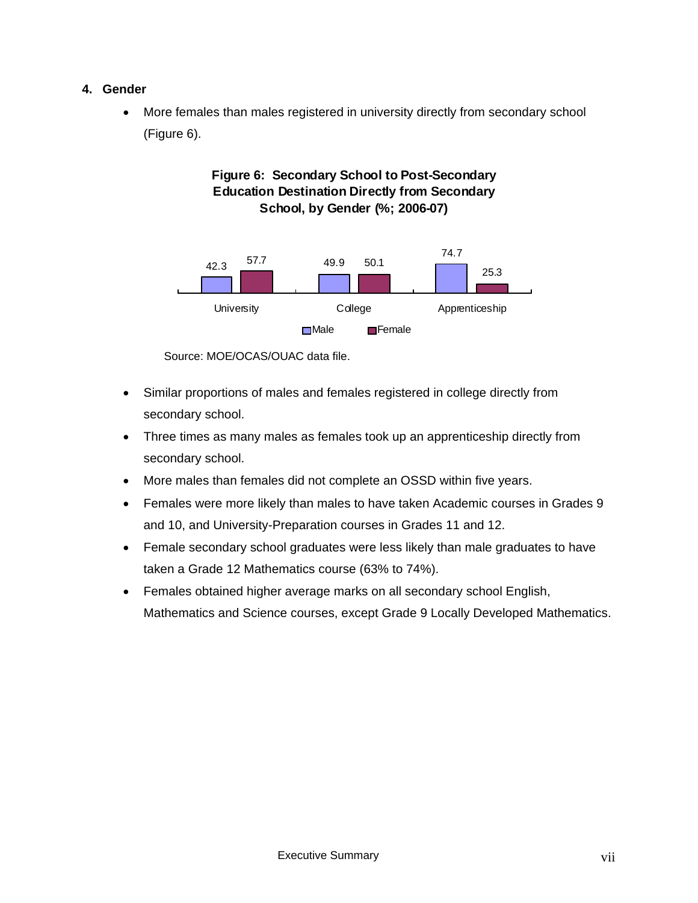## 4. Gender

- More females than males registered in university directly from secondary school (Figure 6).

**Figure 6: Secondary School to Post-Secondary Education Destination Directly from Secondary School, by Gender (%; 2006-07)**

| | Male | Female |
|---|---|---|
| University | 42.3 | 57.7 |
| College | 49.9 | 50.1 |
| Apprenticeship | 74.7 | 25.3 |

Source: MOE/OCAS/OUAC data file.

- Similar proportions of males and females registered in college directly from secondary school.
- Three times as many males as females took up an apprenticeship directly from secondary school.
- More males than females did not complete an OSSD within five years.
- Females were more likely than males to have taken Academic courses in Grades 9 and 10, and University-Preparation courses in Grades 11 and 12.
- Female secondary school graduates were less likely than male graduates to have taken a Grade 12 Mathematics course (63% to 74%).
- Females obtained higher average marks on all secondary school English, Mathematics and Science courses, except Grade 9 Locally Developed Mathematics.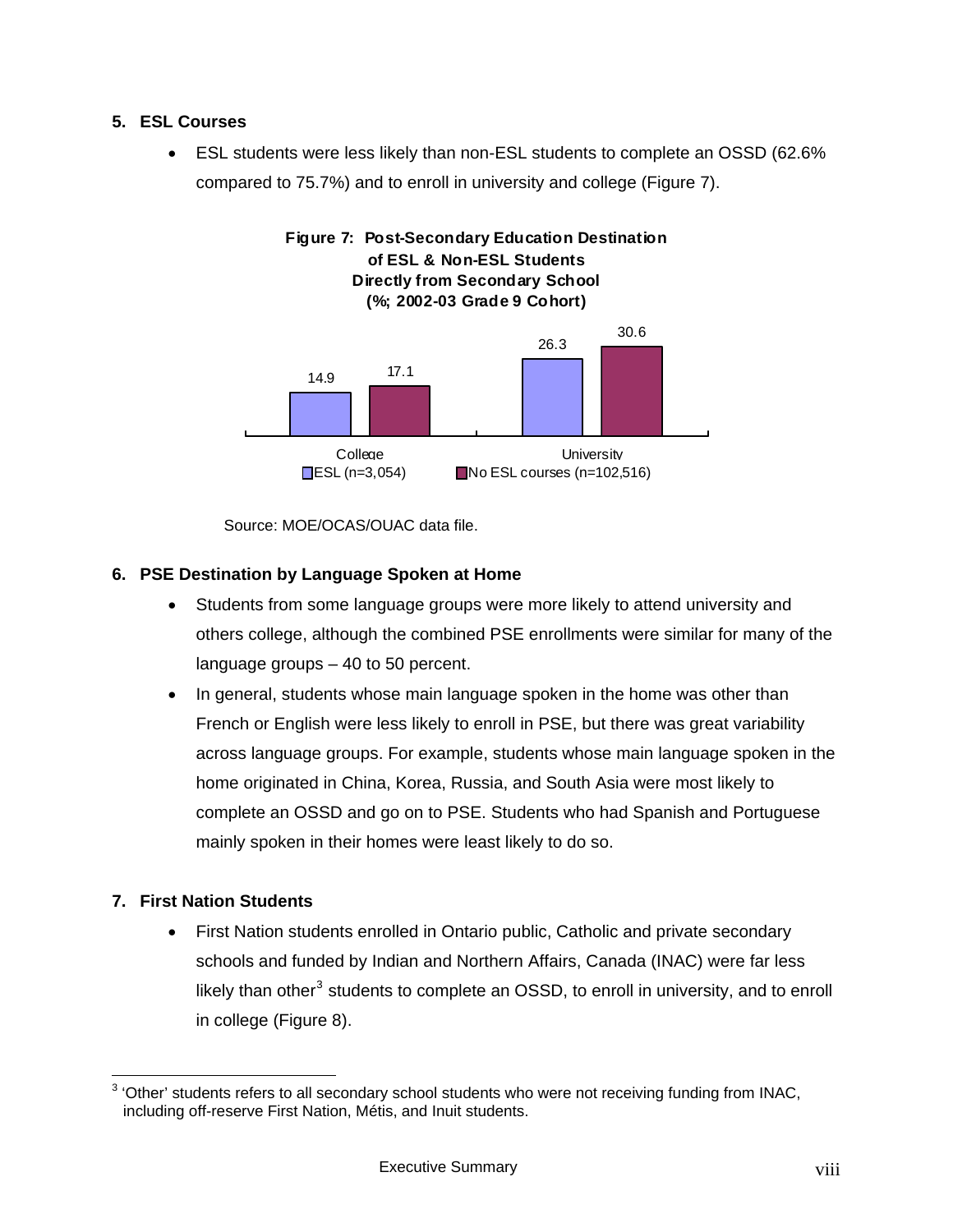## 5. ESL Courses

- ESL students were less likely than non-ESL students to complete an OSSD (62.6% compared to 75.7%) and to enroll in university and college (Figure 7).

**Figure 7: Post-Secondary Education Destination of ESL & Non-ESL Students Directly from Secondary School (%; 2002-03 Grade 9 Cohort)**

| | College | University |
|---|---|---|
| ESL (n=3,054) | 14.9 | 26.3 |
| No ESL courses (n=102,516) | 17.1 | 30.6 |

Source: MOE/OCAS/OUAC data file.

## 6. PSE Destination by Language Spoken at Home

- Students from some language groups were more likely to attend university and others college, although the combined PSE enrollments were similar for many of the language groups – 40 to 50 percent.
- In general, students whose main language spoken in the home was other than French or English were less likely to enroll in PSE, but there was great variability across language groups. For example, students whose main language spoken in the home originated in China, Korea, Russia, and South Asia were most likely to complete an OSSD and go on to PSE. Students who had Spanish and Portuguese mainly spoken in their homes were least likely to do so.

## 7. First Nation Students

- First Nation students enrolled in Ontario public, Catholic and private secondary schools and funded by Indian and Northern Affairs, Canada (INAC) were far less likely than other[3] students to complete an OSSD, to enroll in university, and to enroll in college (Figure 8).

[3] 'Other' students refers to all secondary school students who were not receiving funding from INAC, including off-reserve First Nation, Métis, and Inuit students.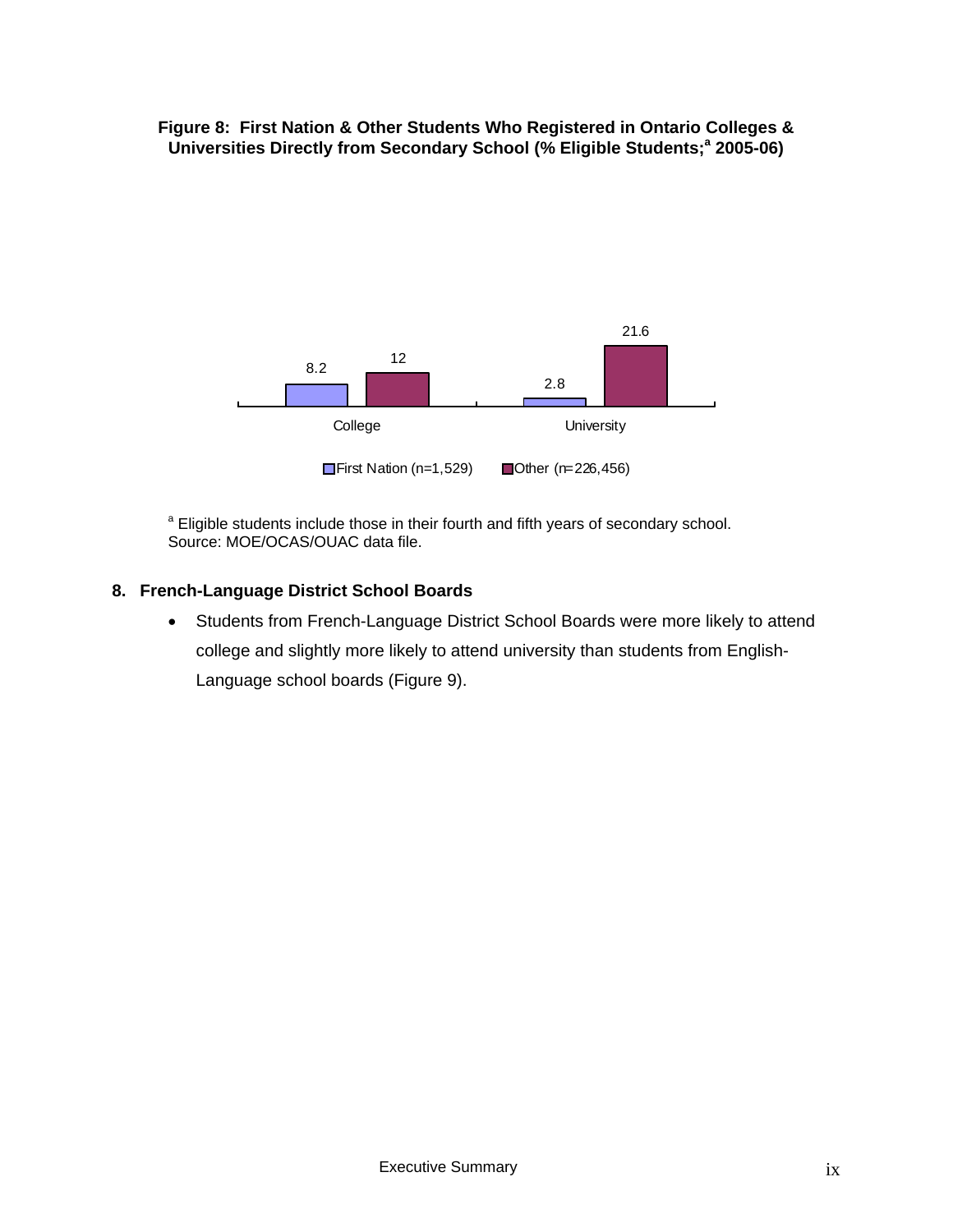**Figure 8: First Nation & Other Students Who Registered in Ontario Colleges & Universities Directly from Secondary School (% Eligible Students;[a] 2005-06)**

| | First Nation (n=1,529) | Other (n=226,456) |
|---|---|---|
| College | 8.2 | 12 |
| University | 2.8 | 21.6 |

[a] Eligible students include those in their fourth and fifth years of secondary school.
Source: MOE/OCAS/OUAC data file.

## 8. French-Language District School Boards

- Students from French-Language District School Boards were more likely to attend college and slightly more likely to attend university than students from English-Language school boards (Figure 9).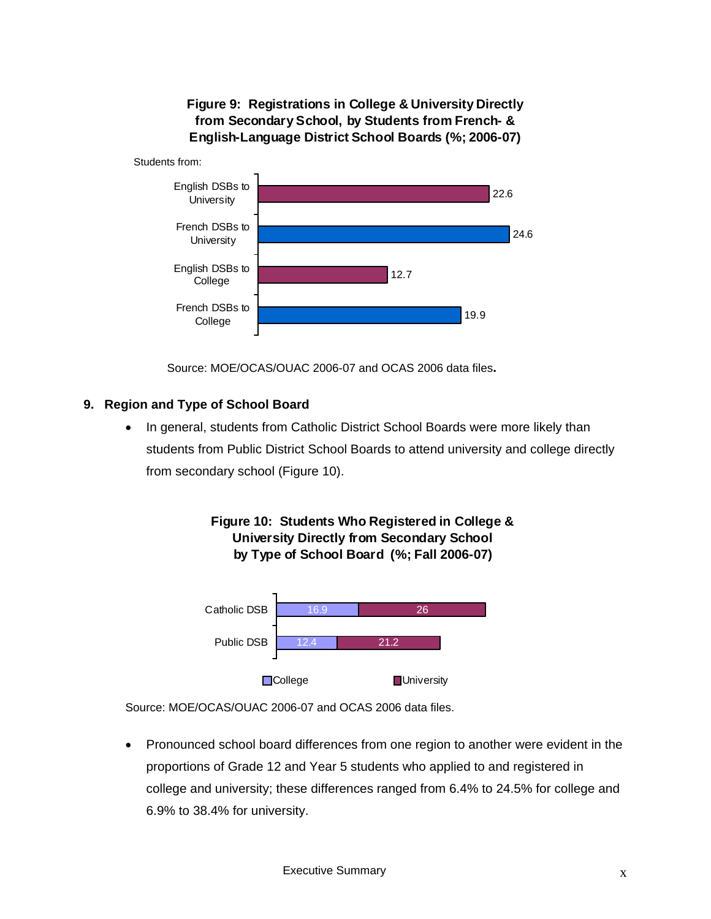**Figure 9: Registrations in College & University Directly from Secondary School, by Students from French- & English-Language District School Boards (%; 2006-07)**

| Students from: | % |
|---|---|
| English DSBs to University | 22.6 |
| French DSBs to University | 24.6 |
| English DSBs to College | 12.7 |
| French DSBs to College | 19.9 |

Source: MOE/OCAS/OUAC 2006-07 and OCAS 2006 data files**.**

## 9. Region and Type of School Board

- In general, students from Catholic District School Boards were more likely than students from Public District School Boards to attend university and college directly from secondary school (Figure 10).

**Figure 10: Students Who Registered in College & University Directly from Secondary School by Type of School Board (%; Fall 2006-07)**

| | College | University |
|---|---|---|
| Catholic DSB | 16.9 | 26 |
| Public DSB | 12.4 | 21.2 |

Source: MOE/OCAS/OUAC 2006-07 and OCAS 2006 data files.

- Pronounced school board differences from one region to another were evident in the proportions of Grade 12 and Year 5 students who applied to and registered in college and university; these differences ranged from 6.4% to 24.5% for college and 6.9% to 38.4% for university.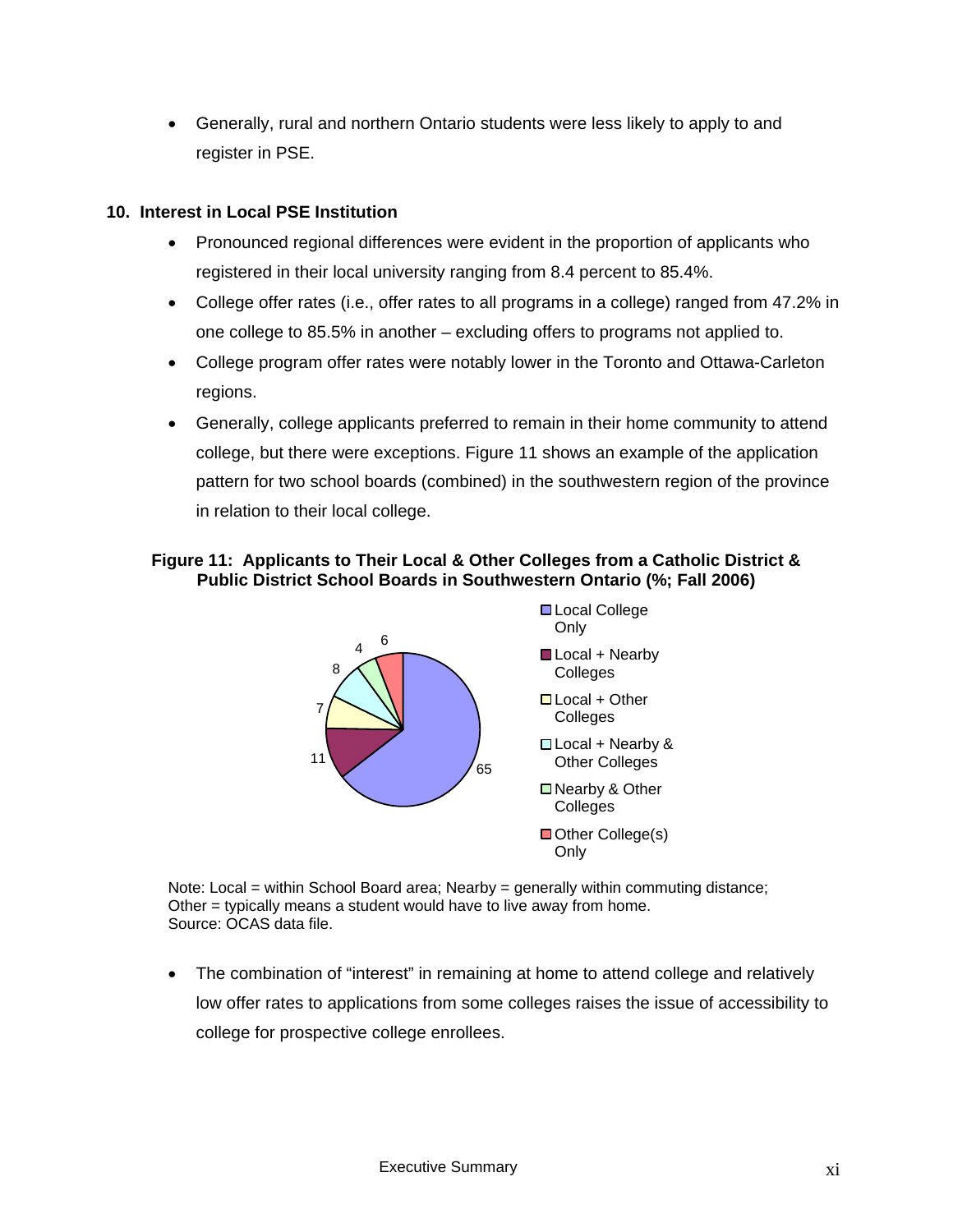- Generally, rural and northern Ontario students were less likely to apply to and register in PSE.

**10. Interest in Local PSE Institution**

- Pronounced regional differences were evident in the proportion of applicants who registered in their local university ranging from 8.4 percent to 85.4%.
- College offer rates (i.e., offer rates to all programs in a college) ranged from 47.2% in one college to 85.5% in another – excluding offers to programs not applied to.
- College program offer rates were notably lower in the Toronto and Ottawa-Carleton regions.
- Generally, college applicants preferred to remain in their home community to attend college, but there were exceptions. Figure 11 shows an example of the application pattern for two school boards (combined) in the southwestern region of the province in relation to their local college.

**Figure 11: Applicants to Their Local & Other Colleges from a Catholic District & Public District School Boards in Southwestern Ontario (%; Fall 2006)**

| Category | % |
|---|---|
| Local College Only | 65 |
| Local + Nearby Colleges | 11 |
| Local + Other Colleges | 7 |
| Local + Nearby & Other Colleges | 8 |
| Nearby & Other Colleges | 4 |
| Other College(s) Only | 6 |

Note: Local = within School Board area; Nearby = generally within commuting distance; Other = typically means a student would have to live away from home.
Source: OCAS data file.

- The combination of "interest" in remaining at home to attend college and relatively low offer rates to applications from some colleges raises the issue of accessibility to college for prospective college enrollees.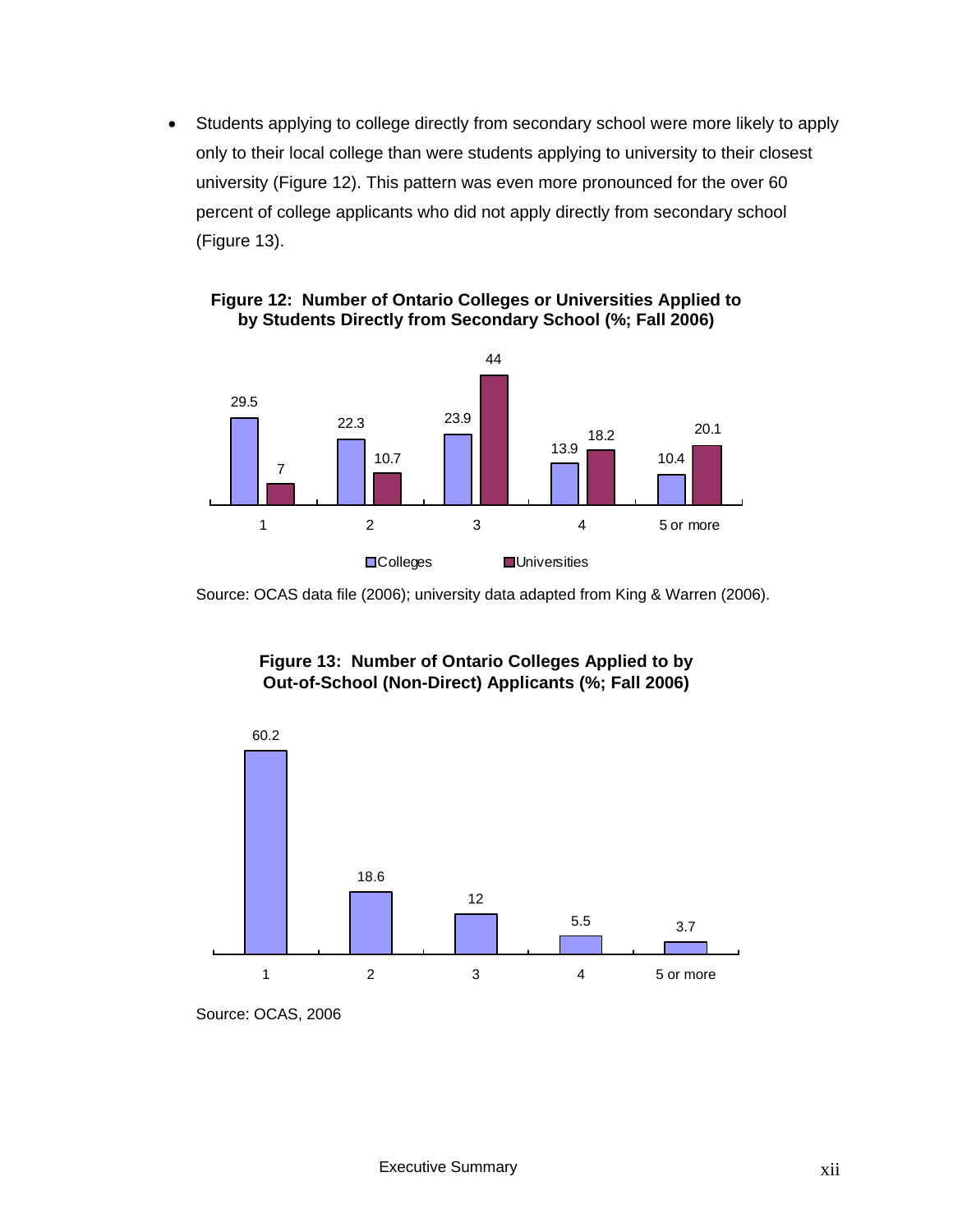- Students applying to college directly from secondary school were more likely to apply only to their local college than were students applying to university to their closest university (Figure 12). This pattern was even more pronounced for the over 60 percent of college applicants who did not apply directly from secondary school (Figure 13).

**Figure 12: Number of Ontario Colleges or Universities Applied to by Students Directly from Secondary School (%; Fall 2006)**

| | 1 | 2 | 3 | 4 | 5 or more |
|---|---|---|---|---|---|
| Colleges | 29.5 | 22.3 | 23.9 | 13.9 | 10.4 |
| Universities | 7 | 10.7 | 44 | 18.2 | 20.1 |

Source: OCAS data file (2006); university data adapted from King & Warren (2006).

**Figure 13: Number of Ontario Colleges Applied to by Out-of-School (Non-Direct) Applicants (%; Fall 2006)**

| 1 | 2 | 3 | 4 | 5 or more |
|---|---|---|---|---|
| 60.2 | 18.6 | 12 | 5.5 | 3.7 |

Source: OCAS, 2006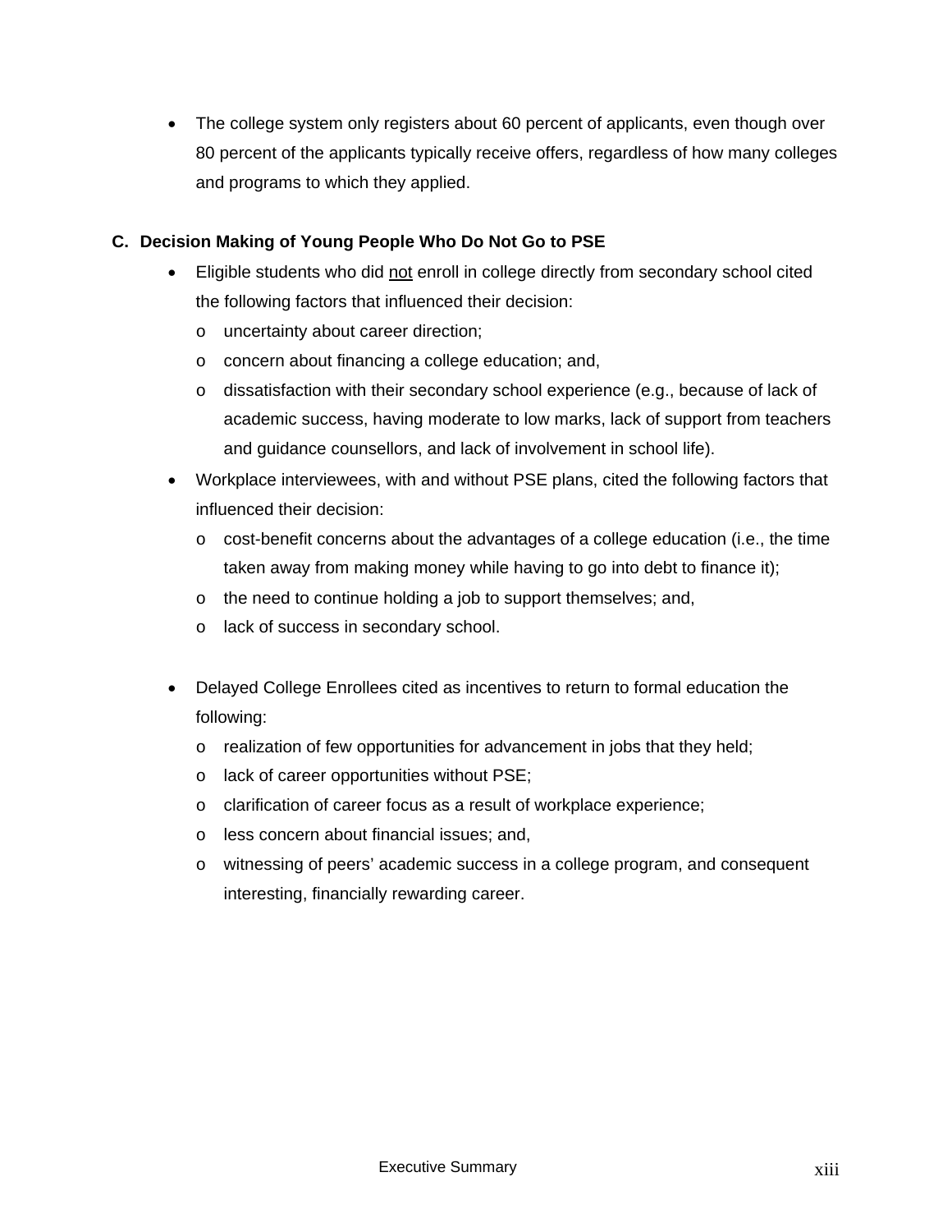- The college system only registers about 60 percent of applicants, even though over 80 percent of the applicants typically receive offers, regardless of how many colleges and programs to which they applied.

**C. Decision Making of Young People Who Do Not Go to PSE**

- Eligible students who did <u>not</u> enroll in college directly from secondary school cited the following factors that influenced their decision:
  - uncertainty about career direction;
  - concern about financing a college education; and,
  - dissatisfaction with their secondary school experience (e.g., because of lack of academic success, having moderate to low marks, lack of support from teachers and guidance counsellors, and lack of involvement in school life).
- Workplace interviewees, with and without PSE plans, cited the following factors that influenced their decision:
  - cost-benefit concerns about the advantages of a college education (i.e., the time taken away from making money while having to go into debt to finance it);
  - the need to continue holding a job to support themselves; and,
  - lack of success in secondary school.

- Delayed College Enrollees cited as incentives to return to formal education the following:
  - realization of few opportunities for advancement in jobs that they held;
  - lack of career opportunities without PSE;
  - clarification of career focus as a result of workplace experience;
  - less concern about financial issues; and,
  - witnessing of peers' academic success in a college program, and consequent interesting, financially rewarding career.